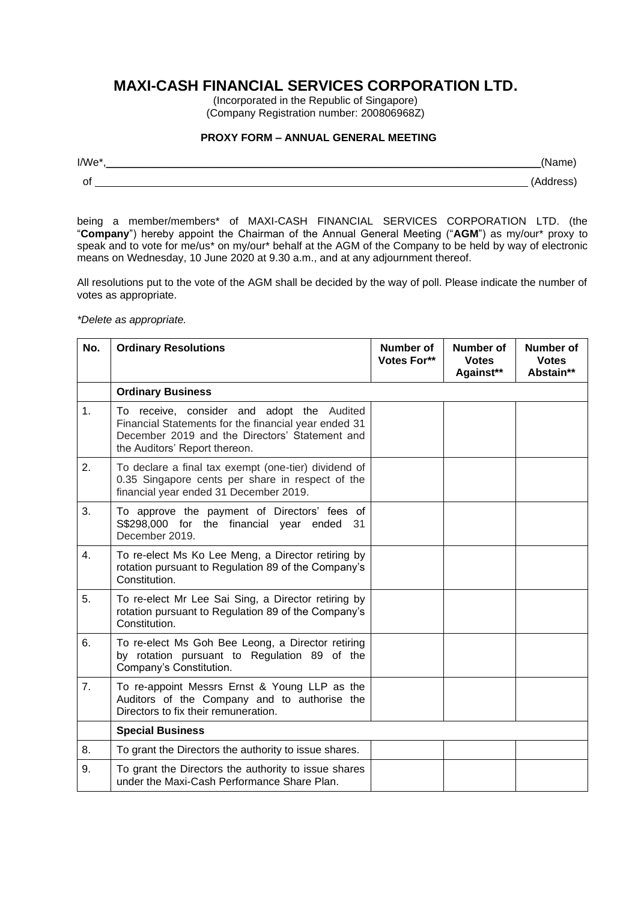# MAXI-CASH FINANCIAL SERVICES CORPORATION LTD.

(Incorporated in the Republic of Singapore)
(Company Registration number: 200806968Z)

**PROXY FORM – ANNUAL GENERAL MEETING**

I/We*, ______________________________________________________________ (Name)

of ______________________________________________________________ (Address)

being a member/members* of MAXI-CASH FINANCIAL SERVICES CORPORATION LTD. (the "**Company**") hereby appoint the Chairman of the Annual General Meeting ("**AGM**") as my/our* proxy to speak and to vote for me/us* on my/our* behalf at the AGM of the Company to be held by way of electronic means on Wednesday, 10 June 2020 at 9.30 a.m., and at any adjournment thereof.

All resolutions put to the vote of the AGM shall be decided by the way of poll. Please indicate the number of votes as appropriate.

*\*Delete as appropriate.*

| No. | Ordinary Resolutions | Number of Votes For** | Number of Votes Against** | Number of Votes Abstain** |
|---|---|---|---|---|
| | **Ordinary Business** | | | |
| 1. | To receive, consider and adopt the Audited Financial Statements for the financial year ended 31 December 2019 and the Directors' Statement and the Auditors' Report thereon. | | | |
| 2. | To declare a final tax exempt (one-tier) dividend of 0.35 Singapore cents per share in respect of the financial year ended 31 December 2019. | | | |
| 3. | To approve the payment of Directors' fees of S$298,000 for the financial year ended 31 December 2019. | | | |
| 4. | To re-elect Ms Ko Lee Meng, a Director retiring by rotation pursuant to Regulation 89 of the Company's Constitution. | | | |
| 5. | To re-elect Mr Lee Sai Sing, a Director retiring by rotation pursuant to Regulation 89 of the Company's Constitution. | | | |
| 6. | To re-elect Ms Goh Bee Leong, a Director retiring by rotation pursuant to Regulation 89 of the Company's Constitution. | | | |
| 7. | To re-appoint Messrs Ernst & Young LLP as the Auditors of the Company and to authorise the Directors to fix their remuneration. | | | |
| | **Special Business** | | | |
| 8. | To grant the Directors the authority to issue shares. | | | |
| 9. | To grant the Directors the authority to issue shares under the Maxi-Cash Performance Share Plan. | | | |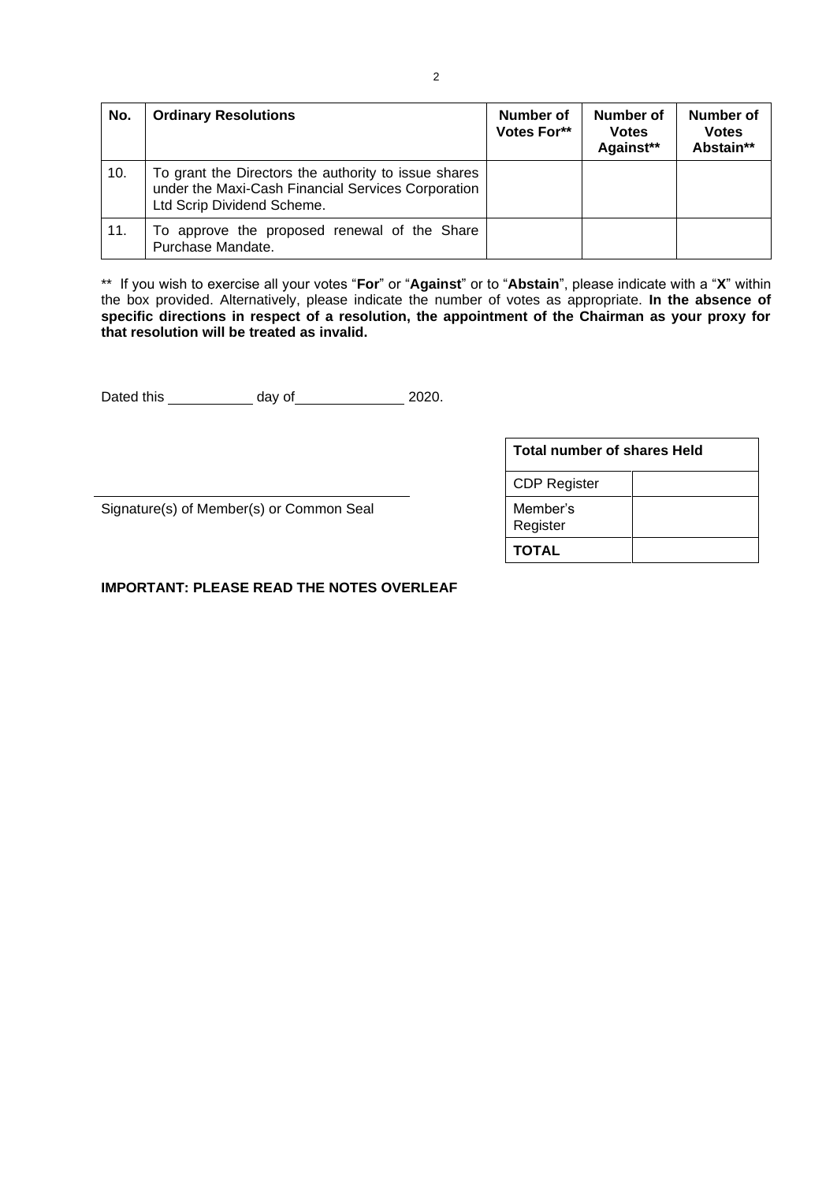| No. | Ordinary Resolutions | Number of Votes For** | Number of Votes Against** | Number of Votes Abstain** |
|---|---|---|---|---|
| 10. | To grant the Directors the authority to issue shares under the Maxi-Cash Financial Services Corporation Ltd Scrip Dividend Scheme. | | | |
| 11. | To approve the proposed renewal of the Share Purchase Mandate. | | | |

** If you wish to exercise all your votes "**For**" or "**Against**" or to "**Abstain**", please indicate with a "**X**" within the box provided. Alternatively, please indicate the number of votes as appropriate. **In the absence of specific directions in respect of a resolution, the appointment of the Chairman as your proxy for that resolution will be treated as invalid.**

Dated this ____________ day of ______________ 2020.

| Total number of shares Held | |
|---|---|
| CDP Register | |
| Member's Register | |
| **TOTAL** | |

_______________________________________

Signature(s) of Member(s) or Common Seal

**IMPORTANT: PLEASE READ THE NOTES OVERLEAF**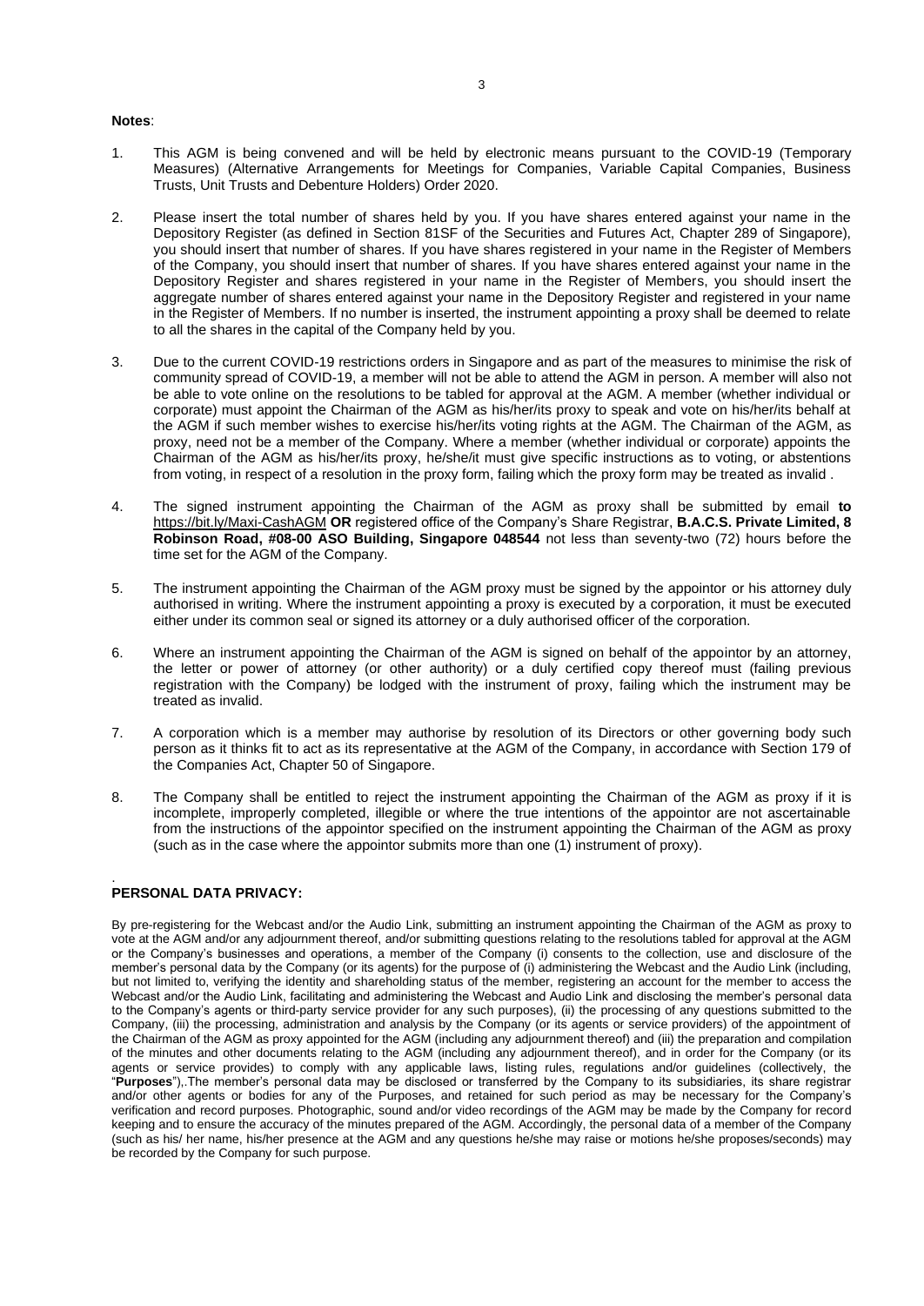**Notes**:

1. This AGM is being convened and will be held by electronic means pursuant to the COVID-19 (Temporary Measures) (Alternative Arrangements for Meetings for Companies, Variable Capital Companies, Business Trusts, Unit Trusts and Debenture Holders) Order 2020.

2. Please insert the total number of shares held by you. If you have shares entered against your name in the Depository Register (as defined in Section 81SF of the Securities and Futures Act, Chapter 289 of Singapore), you should insert that number of shares. If you have shares registered in your name in the Register of Members of the Company, you should insert that number of shares. If you have shares entered against your name in the Depository Register and shares registered in your name in the Register of Members, you should insert the aggregate number of shares entered against your name in the Depository Register and registered in your name in the Register of Members. If no number is inserted, the instrument appointing a proxy shall be deemed to relate to all the shares in the capital of the Company held by you.

3. Due to the current COVID-19 restrictions orders in Singapore and as part of the measures to minimise the risk of community spread of COVID-19, a member will not be able to attend the AGM in person. A member will also not be able to vote online on the resolutions to be tabled for approval at the AGM. A member (whether individual or corporate) must appoint the Chairman of the AGM as his/her/its proxy to speak and vote on his/her/its behalf at the AGM if such member wishes to exercise his/her/its voting rights at the AGM. The Chairman of the AGM, as proxy, need not be a member of the Company. Where a member (whether individual or corporate) appoints the Chairman of the AGM as his/her/its proxy, he/she/it must give specific instructions as to voting, or abstentions from voting, in respect of a resolution in the proxy form, failing which the proxy form may be treated as invalid .

4. The signed instrument appointing the Chairman of the AGM as proxy shall be submitted by email **to** https://bit.ly/Maxi-CashAGM **OR** registered office of the Company's Share Registrar, **B.A.C.S. Private Limited, 8 Robinson Road, #08-00 ASO Building, Singapore 048544** not less than seventy-two (72) hours before the time set for the AGM of the Company.

5. The instrument appointing the Chairman of the AGM proxy must be signed by the appointor or his attorney duly authorised in writing. Where the instrument appointing a proxy is executed by a corporation, it must be executed either under its common seal or signed its attorney or a duly authorised officer of the corporation.

6. Where an instrument appointing the Chairman of the AGM is signed on behalf of the appointor by an attorney, the letter or power of attorney (or other authority) or a duly certified copy thereof must (failing previous registration with the Company) be lodged with the instrument of proxy, failing which the instrument may be treated as invalid.

7. A corporation which is a member may authorise by resolution of its Directors or other governing body such person as it thinks fit to act as its representative at the AGM of the Company, in accordance with Section 179 of the Companies Act, Chapter 50 of Singapore.

8. The Company shall be entitled to reject the instrument appointing the Chairman of the AGM as proxy if it is incomplete, improperly completed, illegible or where the true intentions of the appointor are not ascertainable from the instructions of the appointor specified on the instrument appointing the Chairman of the AGM as proxy (such as in the case where the appointor submits more than one (1) instrument of proxy).

.
**PERSONAL DATA PRIVACY:**

By pre-registering for the Webcast and/or the Audio Link, submitting an instrument appointing the Chairman of the AGM as proxy to vote at the AGM and/or any adjournment thereof, and/or submitting questions relating to the resolutions tabled for approval at the AGM or the Company's businesses and operations, a member of the Company (i) consents to the collection, use and disclosure of the member's personal data by the Company (or its agents) for the purpose of (i) administering the Webcast and the Audio Link (including, but not limited to, verifying the identity and shareholding status of the member, registering an account for the member to access the Webcast and/or the Audio Link, facilitating and administering the Webcast and Audio Link and disclosing the member's personal data to the Company's agents or third-party service provider for any such purposes), (ii) the processing of any questions submitted to the Company, (iii) the processing, administration and analysis by the Company (or its agents or service providers) of the appointment of the Chairman of the AGM as proxy appointed for the AGM (including any adjournment thereof) and (iii) the preparation and compilation of the minutes and other documents relating to the AGM (including any adjournment thereof), and in order for the Company (or its agents or service provides) to comply with any applicable laws, listing rules, regulations and/or guidelines (collectively, the "**Purposes**"),.The member's personal data may be disclosed or transferred by the Company to its subsidiaries, its share registrar and/or other agents or bodies for any of the Purposes, and retained for such period as may be necessary for the Company's verification and record purposes. Photographic, sound and/or video recordings of the AGM may be made by the Company for record keeping and to ensure the accuracy of the minutes prepared of the AGM. Accordingly, the personal data of a member of the Company (such as his/ her name, his/her presence at the AGM and any questions he/she may raise or motions he/she proposes/seconds) may be recorded by the Company for such purpose.